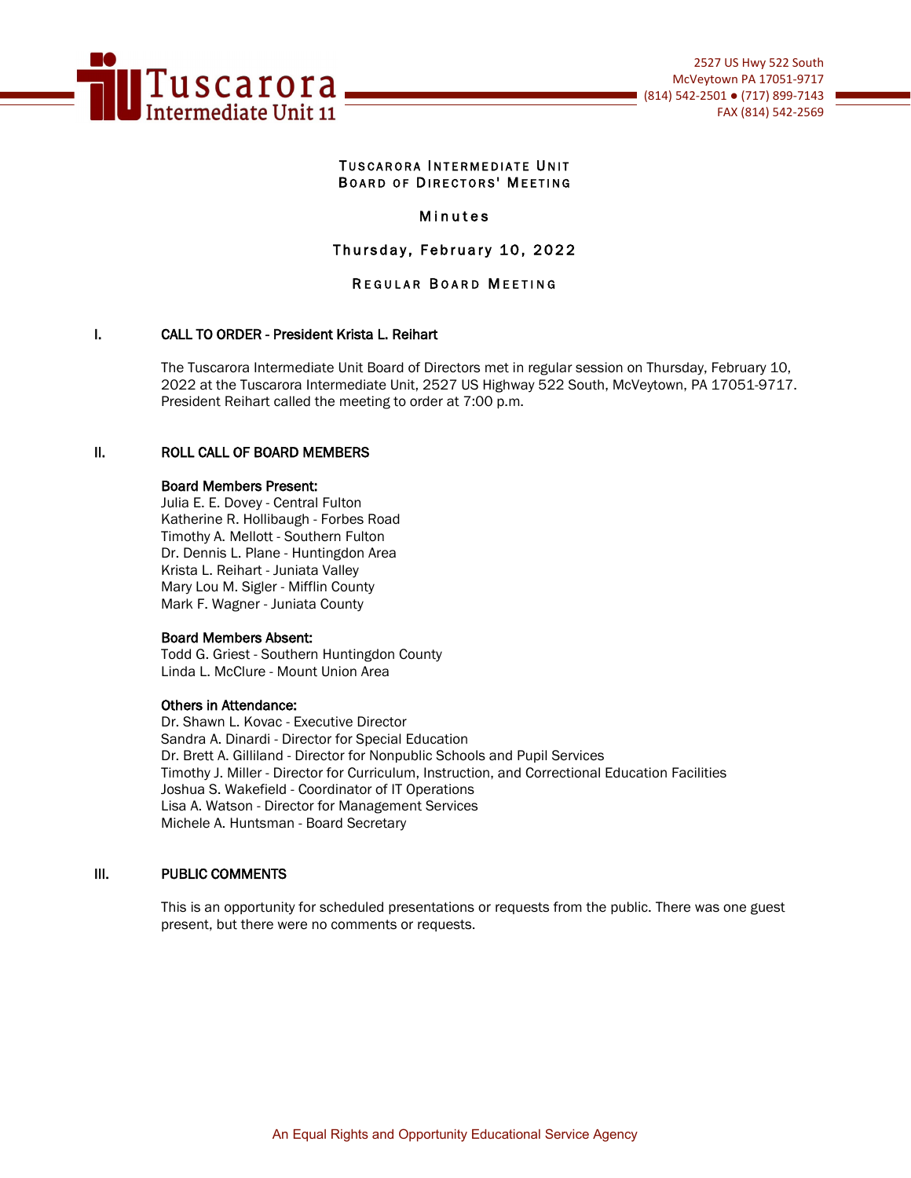Tuscarora Intermediate Unit 11

2527 US Hwy 522 South
McVeytown PA 17051-9717
(814) 542-2501 ● (717) 899-7143
FAX (814) 542-2569

# TUSCARORA INTERMEDIATE UNIT BOARD OF DIRECTORS' MEETING

## Minutes

## Thursday, February 10, 2022

## REGULAR BOARD MEETING

### I. CALL TO ORDER - President Krista L. Reihart

The Tuscarora Intermediate Unit Board of Directors met in regular session on Thursday, February 10, 2022 at the Tuscarora Intermediate Unit, 2527 US Highway 522 South, McVeytown, PA 17051-9717. President Reihart called the meeting to order at 7:00 p.m.

### II. ROLL CALL OF BOARD MEMBERS

**Board Members Present:**
Julia E. E. Dovey - Central Fulton
Katherine R. Hollibaugh - Forbes Road
Timothy A. Mellott - Southern Fulton
Dr. Dennis L. Plane - Huntingdon Area
Krista L. Reihart - Juniata Valley
Mary Lou M. Sigler - Mifflin County
Mark F. Wagner - Juniata County

**Board Members Absent:**
Todd G. Griest - Southern Huntingdon County
Linda L. McClure - Mount Union Area

**Others in Attendance:**
Dr. Shawn L. Kovac - Executive Director
Sandra A. Dinardi - Director for Special Education
Dr. Brett A. Gilliland - Director for Nonpublic Schools and Pupil Services
Timothy J. Miller - Director for Curriculum, Instruction, and Correctional Education Facilities
Joshua S. Wakefield - Coordinator of IT Operations
Lisa A. Watson - Director for Management Services
Michele A. Huntsman - Board Secretary

### III. PUBLIC COMMENTS

This is an opportunity for scheduled presentations or requests from the public. There was one guest present, but there were no comments or requests.

An Equal Rights and Opportunity Educational Service Agency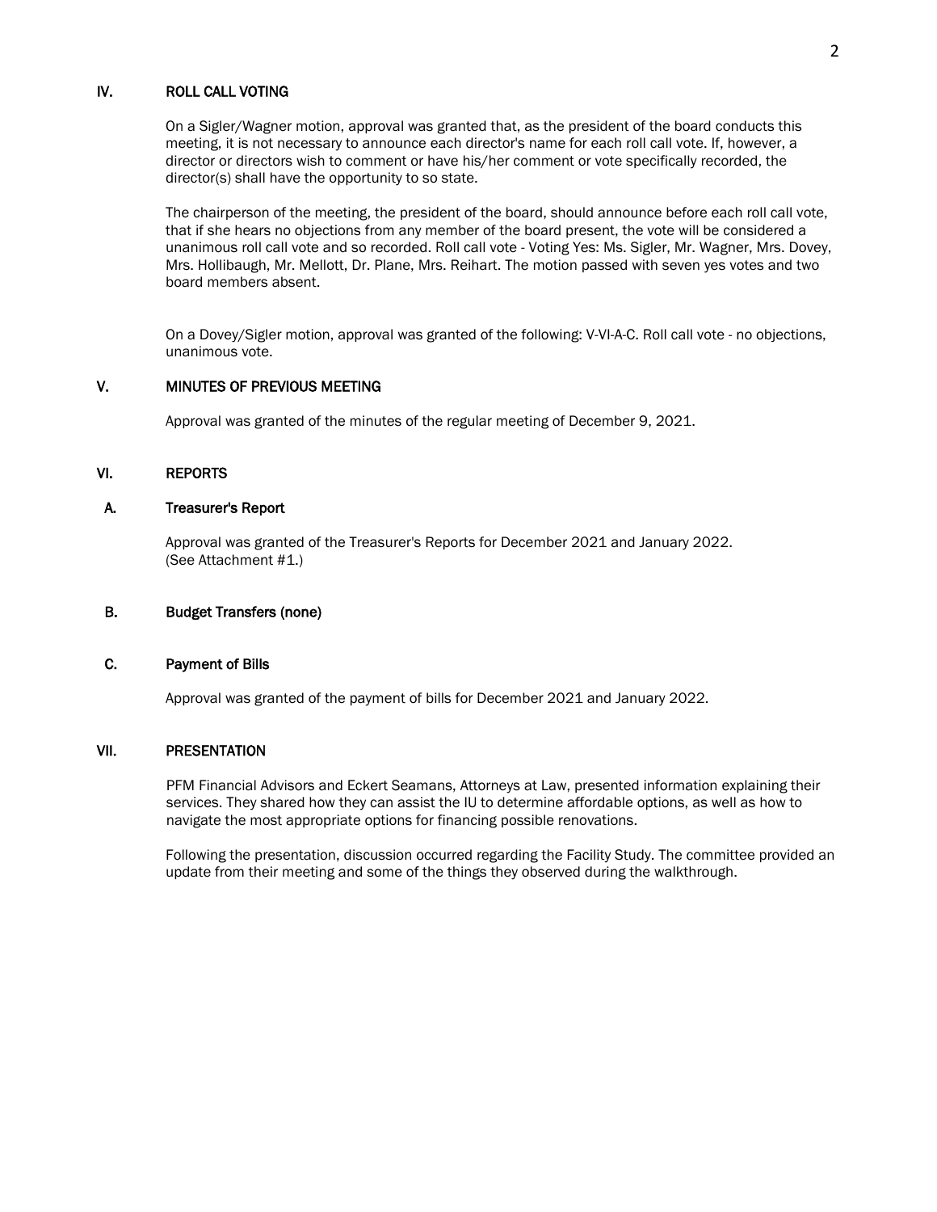## IV. ROLL CALL VOTING

On a Sigler/Wagner motion, approval was granted that, as the president of the board conducts this meeting, it is not necessary to announce each director's name for each roll call vote. If, however, a director or directors wish to comment or have his/her comment or vote specifically recorded, the director(s) shall have the opportunity to so state.

The chairperson of the meeting, the president of the board, should announce before each roll call vote, that if she hears no objections from any member of the board present, the vote will be considered a unanimous roll call vote and so recorded. Roll call vote - Voting Yes: Ms. Sigler, Mr. Wagner, Mrs. Dovey, Mrs. Hollibaugh, Mr. Mellott, Dr. Plane, Mrs. Reihart. The motion passed with seven yes votes and two board members absent.

On a Dovey/Sigler motion, approval was granted of the following: V-VI-A-C. Roll call vote - no objections, unanimous vote.

## V. MINUTES OF PREVIOUS MEETING

Approval was granted of the minutes of the regular meeting of December 9, 2021.

## VI. REPORTS

### A. Treasurer's Report

Approval was granted of the Treasurer's Reports for December 2021 and January 2022.
(See Attachment #1.)

### B. Budget Transfers (none)

### C. Payment of Bills

Approval was granted of the payment of bills for December 2021 and January 2022.

## VII. PRESENTATION

PFM Financial Advisors and Eckert Seamans, Attorneys at Law, presented information explaining their services. They shared how they can assist the IU to determine affordable options, as well as how to navigate the most appropriate options for financing possible renovations.

Following the presentation, discussion occurred regarding the Facility Study. The committee provided an update from their meeting and some of the things they observed during the walkthrough.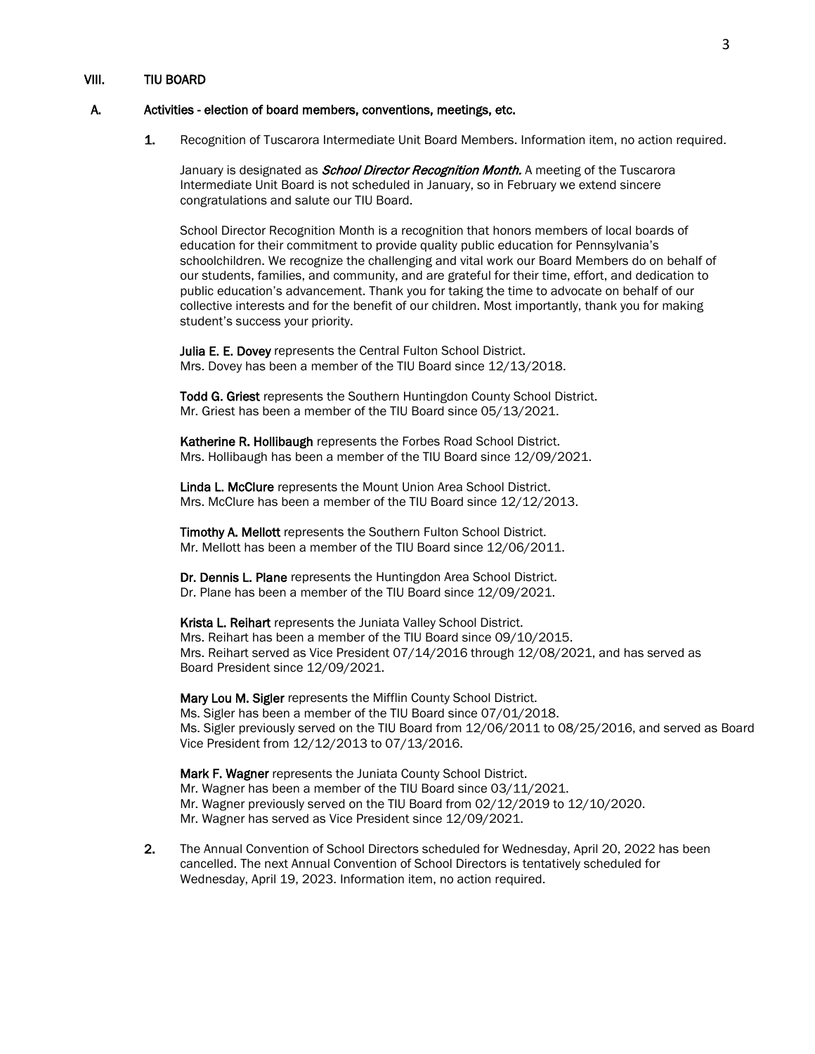## VIII. TIU BOARD

### A. Activities - election of board members, conventions, meetings, etc.

**1.** Recognition of Tuscarora Intermediate Unit Board Members. Information item, no action required.

January is designated as ***School Director Recognition Month.*** A meeting of the Tuscarora Intermediate Unit Board is not scheduled in January, so in February we extend sincere congratulations and salute our TIU Board.

School Director Recognition Month is a recognition that honors members of local boards of education for their commitment to provide quality public education for Pennsylvania's schoolchildren. We recognize the challenging and vital work our Board Members do on behalf of our students, families, and community, and are grateful for their time, effort, and dedication to public education's advancement. Thank you for taking the time to advocate on behalf of our collective interests and for the benefit of our children. Most importantly, thank you for making student's success your priority.

**Julia E. E. Dovey** represents the Central Fulton School District.
Mrs. Dovey has been a member of the TIU Board since 12/13/2018.

**Todd G. Griest** represents the Southern Huntingdon County School District.
Mr. Griest has been a member of the TIU Board since 05/13/2021.

**Katherine R. Hollibaugh** represents the Forbes Road School District.
Mrs. Hollibaugh has been a member of the TIU Board since 12/09/2021.

**Linda L. McClure** represents the Mount Union Area School District.
Mrs. McClure has been a member of the TIU Board since 12/12/2013.

**Timothy A. Mellott** represents the Southern Fulton School District.
Mr. Mellott has been a member of the TIU Board since 12/06/2011.

**Dr. Dennis L. Plane** represents the Huntingdon Area School District.
Dr. Plane has been a member of the TIU Board since 12/09/2021.

**Krista L. Reihart** represents the Juniata Valley School District.
Mrs. Reihart has been a member of the TIU Board since 09/10/2015.
Mrs. Reihart served as Vice President 07/14/2016 through 12/08/2021, and has served as Board President since 12/09/2021.

**Mary Lou M. Sigler** represents the Mifflin County School District.
Ms. Sigler has been a member of the TIU Board since 07/01/2018.
Ms. Sigler previously served on the TIU Board from 12/06/2011 to 08/25/2016, and served as Board Vice President from 12/12/2013 to 07/13/2016.

**Mark F. Wagner** represents the Juniata County School District.
Mr. Wagner has been a member of the TIU Board since 03/11/2021.
Mr. Wagner previously served on the TIU Board from 02/12/2019 to 12/10/2020.
Mr. Wagner has served as Vice President since 12/09/2021.

**2.** The Annual Convention of School Directors scheduled for Wednesday, April 20, 2022 has been cancelled. The next Annual Convention of School Directors is tentatively scheduled for Wednesday, April 19, 2023. Information item, no action required.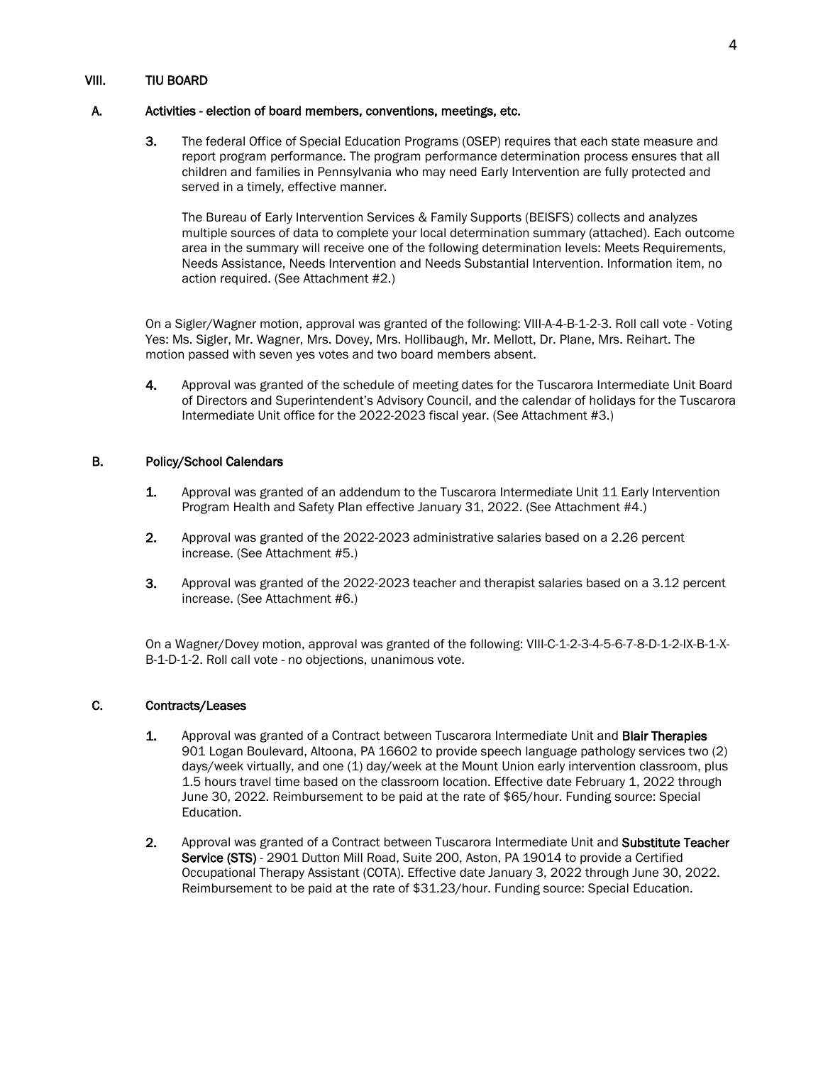## VIII. TIU BOARD

### A. Activities - election of board members, conventions, meetings, etc.

**3.** The federal Office of Special Education Programs (OSEP) requires that each state measure and report program performance. The program performance determination process ensures that all children and families in Pennsylvania who may need Early Intervention are fully protected and served in a timely, effective manner.

The Bureau of Early Intervention Services & Family Supports (BEISFS) collects and analyzes multiple sources of data to complete your local determination summary (attached). Each outcome area in the summary will receive one of the following determination levels: Meets Requirements, Needs Assistance, Needs Intervention and Needs Substantial Intervention. Information item, no action required. (See Attachment #2.)

On a Sigler/Wagner motion, approval was granted of the following: VIII-A-4-B-1-2-3. Roll call vote - Voting Yes: Ms. Sigler, Mr. Wagner, Mrs. Dovey, Mrs. Hollibaugh, Mr. Mellott, Dr. Plane, Mrs. Reihart. The motion passed with seven yes votes and two board members absent.

**4.** Approval was granted of the schedule of meeting dates for the Tuscarora Intermediate Unit Board of Directors and Superintendent's Advisory Council, and the calendar of holidays for the Tuscarora Intermediate Unit office for the 2022-2023 fiscal year. (See Attachment #3.)

### B. Policy/School Calendars

**1.** Approval was granted of an addendum to the Tuscarora Intermediate Unit 11 Early Intervention Program Health and Safety Plan effective January 31, 2022. (See Attachment #4.)

**2.** Approval was granted of the 2022-2023 administrative salaries based on a 2.26 percent increase. (See Attachment #5.)

**3.** Approval was granted of the 2022-2023 teacher and therapist salaries based on a 3.12 percent increase. (See Attachment #6.)

On a Wagner/Dovey motion, approval was granted of the following: VIII-C-1-2-3-4-5-6-7-8-D-1-2-IX-B-1-X-B-1-D-1-2. Roll call vote - no objections, unanimous vote.

### C. Contracts/Leases

**1.** Approval was granted of a Contract between Tuscarora Intermediate Unit and **Blair Therapies** 901 Logan Boulevard, Altoona, PA 16602 to provide speech language pathology services two (2) days/week virtually, and one (1) day/week at the Mount Union early intervention classroom, plus 1.5 hours travel time based on the classroom location. Effective date February 1, 2022 through June 30, 2022. Reimbursement to be paid at the rate of $65/hour. Funding source: Special Education.

**2.** Approval was granted of a Contract between Tuscarora Intermediate Unit and **Substitute Teacher Service (STS)** - 2901 Dutton Mill Road, Suite 200, Aston, PA 19014 to provide a Certified Occupational Therapy Assistant (COTA). Effective date January 3, 2022 through June 30, 2022. Reimbursement to be paid at the rate of $31.23/hour. Funding source: Special Education.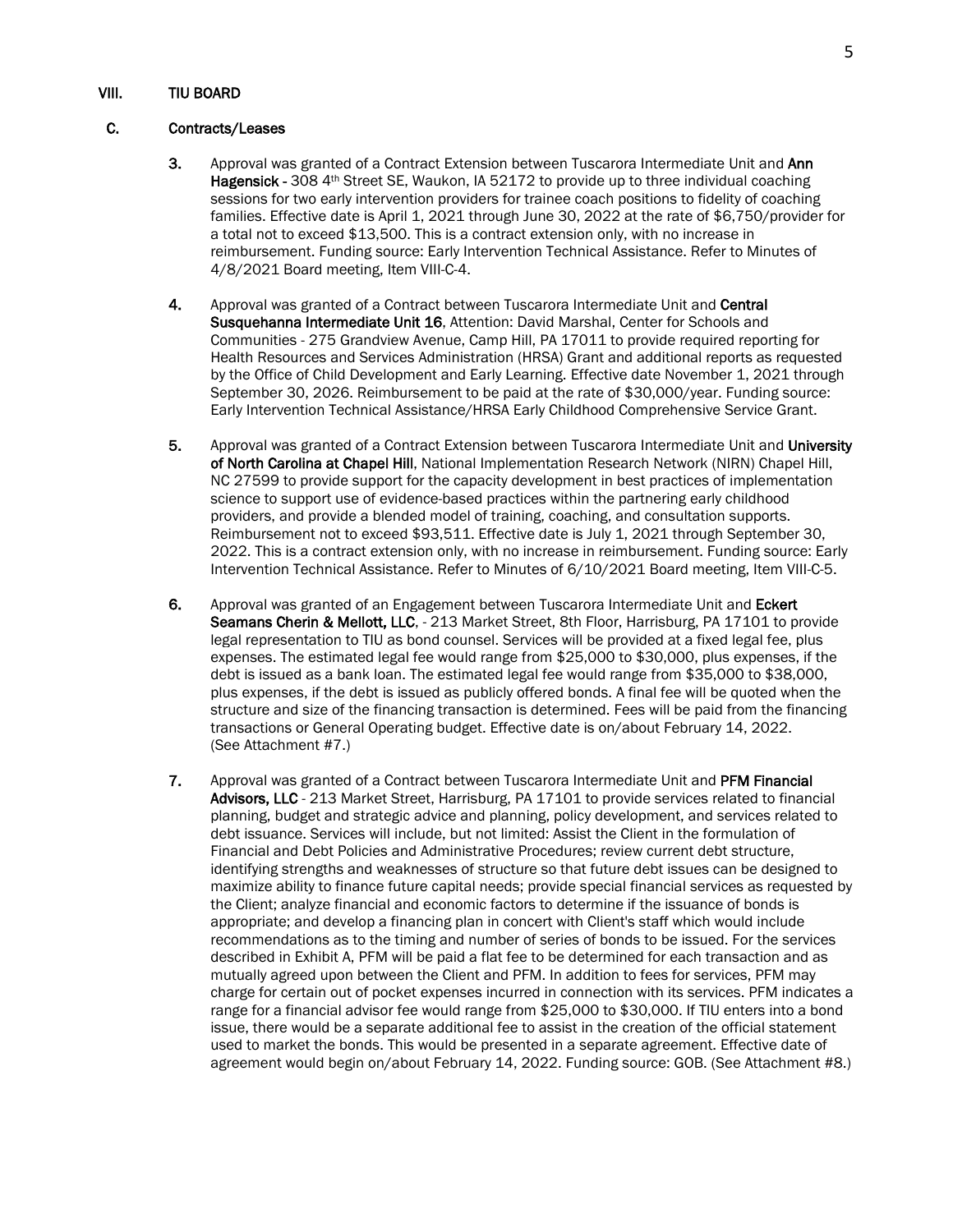## VIII. TIU BOARD

### C. Contracts/Leases

3. Approval was granted of a Contract Extension between Tuscarora Intermediate Unit and **Ann Hagensick** - 308 4th Street SE, Waukon, IA 52172 to provide up to three individual coaching sessions for two early intervention providers for trainee coach positions to fidelity of coaching families. Effective date is April 1, 2021 through June 30, 2022 at the rate of $6,750/provider for a total not to exceed $13,500. This is a contract extension only, with no increase in reimbursement. Funding source: Early Intervention Technical Assistance. Refer to Minutes of 4/8/2021 Board meeting, Item VIII-C-4.

4. Approval was granted of a Contract between Tuscarora Intermediate Unit and **Central Susquehanna Intermediate Unit 16**, Attention: David Marshal, Center for Schools and Communities - 275 Grandview Avenue, Camp Hill, PA 17011 to provide required reporting for Health Resources and Services Administration (HRSA) Grant and additional reports as requested by the Office of Child Development and Early Learning. Effective date November 1, 2021 through September 30, 2026. Reimbursement to be paid at the rate of $30,000/year. Funding source: Early Intervention Technical Assistance/HRSA Early Childhood Comprehensive Service Grant.

5. Approval was granted of a Contract Extension between Tuscarora Intermediate Unit and **University of North Carolina at Chapel Hill**, National Implementation Research Network (NIRN) Chapel Hill, NC 27599 to provide support for the capacity development in best practices of implementation science to support use of evidence-based practices within the partnering early childhood providers, and provide a blended model of training, coaching, and consultation supports. Reimbursement not to exceed $93,511. Effective date is July 1, 2021 through September 30, 2022. This is a contract extension only, with no increase in reimbursement. Funding source: Early Intervention Technical Assistance. Refer to Minutes of 6/10/2021 Board meeting, Item VIII-C-5.

6. Approval was granted of an Engagement between Tuscarora Intermediate Unit and **Eckert Seamans Cherin & Mellott, LLC**, - 213 Market Street, 8th Floor, Harrisburg, PA 17101 to provide legal representation to TIU as bond counsel. Services will be provided at a fixed legal fee, plus expenses. The estimated legal fee would range from $25,000 to $30,000, plus expenses, if the debt is issued as a bank loan. The estimated legal fee would range from $35,000 to $38,000, plus expenses, if the debt is issued as publicly offered bonds. A final fee will be quoted when the structure and size of the financing transaction is determined. Fees will be paid from the financing transactions or General Operating budget. Effective date is on/about February 14, 2022. (See Attachment #7.)

7. Approval was granted of a Contract between Tuscarora Intermediate Unit and **PFM Financial Advisors, LLC** - 213 Market Street, Harrisburg, PA 17101 to provide services related to financial planning, budget and strategic advice and planning, policy development, and services related to debt issuance. Services will include, but not limited: Assist the Client in the formulation of Financial and Debt Policies and Administrative Procedures; review current debt structure, identifying strengths and weaknesses of structure so that future debt issues can be designed to maximize ability to finance future capital needs; provide special financial services as requested by the Client; analyze financial and economic factors to determine if the issuance of bonds is appropriate; and develop a financing plan in concert with Client's staff which would include recommendations as to the timing and number of series of bonds to be issued. For the services described in Exhibit A, PFM will be paid a flat fee to be determined for each transaction and as mutually agreed upon between the Client and PFM. In addition to fees for services, PFM may charge for certain out of pocket expenses incurred in connection with its services. PFM indicates a range for a financial advisor fee would range from $25,000 to $30,000. If TIU enters into a bond issue, there would be a separate additional fee to assist in the creation of the official statement used to market the bonds. This would be presented in a separate agreement. Effective date of agreement would begin on/about February 14, 2022. Funding source: GOB. (See Attachment #8.)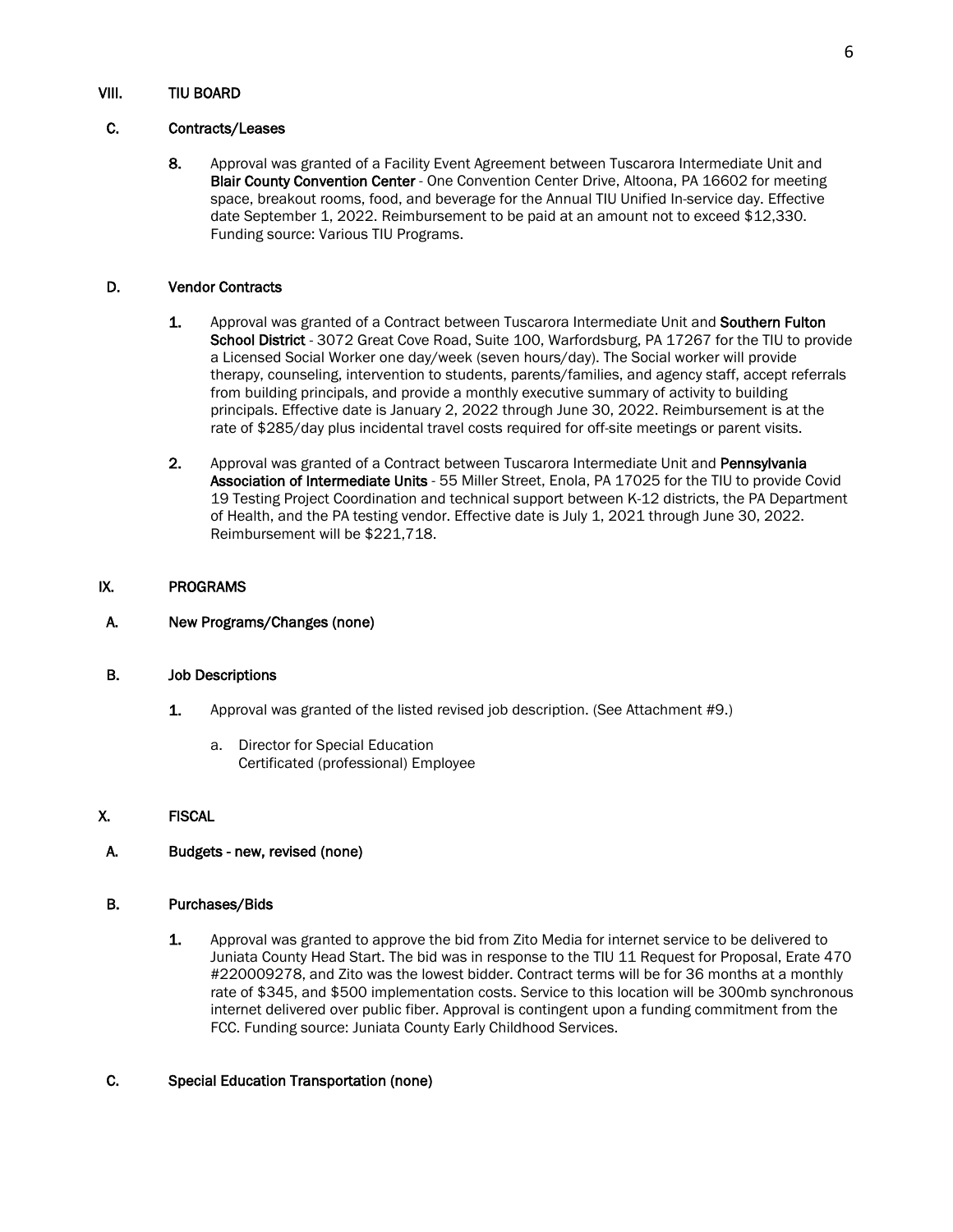## VIII. TIU BOARD

### C. Contracts/Leases

8. Approval was granted of a Facility Event Agreement between Tuscarora Intermediate Unit and **Blair County Convention Center** - One Convention Center Drive, Altoona, PA 16602 for meeting space, breakout rooms, food, and beverage for the Annual TIU Unified In-service day. Effective date September 1, 2022. Reimbursement to be paid at an amount not to exceed $12,330. Funding source: Various TIU Programs.

### D. Vendor Contracts

1. Approval was granted of a Contract between Tuscarora Intermediate Unit and **Southern Fulton School District** - 3072 Great Cove Road, Suite 100, Warfordsburg, PA 17267 for the TIU to provide a Licensed Social Worker one day/week (seven hours/day). The Social worker will provide therapy, counseling, intervention to students, parents/families, and agency staff, accept referrals from building principals, and provide a monthly executive summary of activity to building principals. Effective date is January 2, 2022 through June 30, 2022. Reimbursement is at the rate of $285/day plus incidental travel costs required for off-site meetings or parent visits.

2. Approval was granted of a Contract between Tuscarora Intermediate Unit and **Pennsylvania Association of Intermediate Units** - 55 Miller Street, Enola, PA 17025 for the TIU to provide Covid 19 Testing Project Coordination and technical support between K-12 districts, the PA Department of Health, and the PA testing vendor. Effective date is July 1, 2021 through June 30, 2022. Reimbursement will be $221,718.

## IX. PROGRAMS

### A. New Programs/Changes (none)

### B. Job Descriptions

1. Approval was granted of the listed revised job description. (See Attachment #9.)

   a. Director for Special Education
      Certificated (professional) Employee

## X. FISCAL

### A. Budgets - new, revised (none)

### B. Purchases/Bids

1. Approval was granted to approve the bid from Zito Media for internet service to be delivered to Juniata County Head Start. The bid was in response to the TIU 11 Request for Proposal, Erate 470 #220009278, and Zito was the lowest bidder. Contract terms will be for 36 months at a monthly rate of $345, and $500 implementation costs. Service to this location will be 300mb synchronous internet delivered over public fiber. Approval is contingent upon a funding commitment from the FCC. Funding source: Juniata County Early Childhood Services.

### C. Special Education Transportation (none)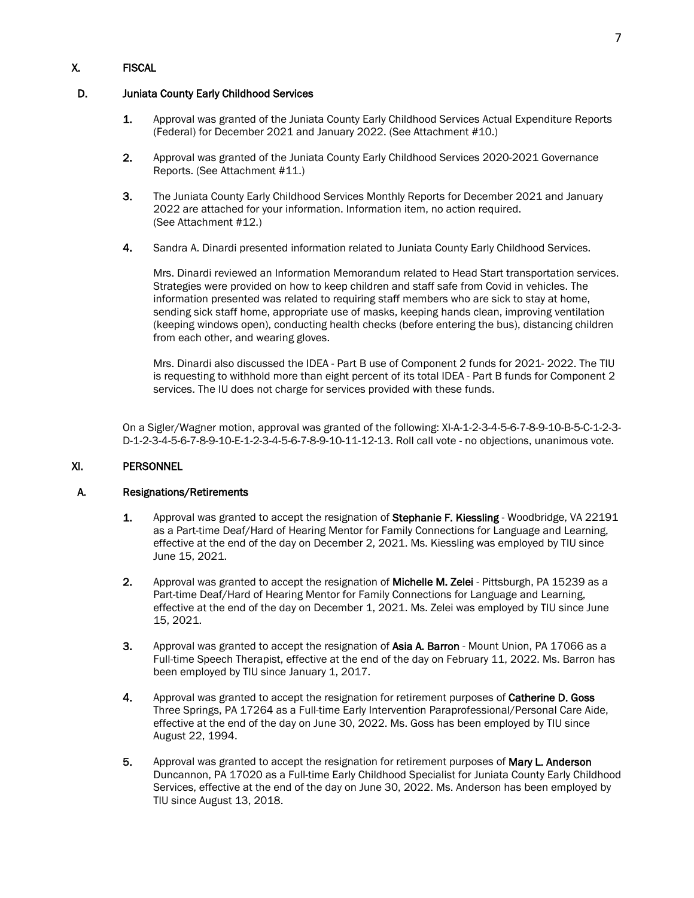## X. FISCAL

### D. Juniata County Early Childhood Services

1. Approval was granted of the Juniata County Early Childhood Services Actual Expenditure Reports (Federal) for December 2021 and January 2022. (See Attachment #10.)

2. Approval was granted of the Juniata County Early Childhood Services 2020-2021 Governance Reports. (See Attachment #11.)

3. The Juniata County Early Childhood Services Monthly Reports for December 2021 and January 2022 are attached for your information. Information item, no action required. (See Attachment #12.)

4. Sandra A. Dinardi presented information related to Juniata County Early Childhood Services.

   Mrs. Dinardi reviewed an Information Memorandum related to Head Start transportation services. Strategies were provided on how to keep children and staff safe from Covid in vehicles. The information presented was related to requiring staff members who are sick to stay at home, sending sick staff home, appropriate use of masks, keeping hands clean, improving ventilation (keeping windows open), conducting health checks (before entering the bus), distancing children from each other, and wearing gloves.

   Mrs. Dinardi also discussed the IDEA - Part B use of Component 2 funds for 2021- 2022. The TIU is requesting to withhold more than eight percent of its total IDEA - Part B funds for Component 2 services. The IU does not charge for services provided with these funds.

On a Sigler/Wagner motion, approval was granted of the following: XI-A-1-2-3-4-5-6-7-8-9-10-B-5-C-1-2-3-D-1-2-3-4-5-6-7-8-9-10-E-1-2-3-4-5-6-7-8-9-10-11-12-13. Roll call vote - no objections, unanimous vote.

## XI. PERSONNEL

### A. Resignations/Retirements

1. Approval was granted to accept the resignation of **Stephanie F. Kiessling** - Woodbridge, VA 22191 as a Part-time Deaf/Hard of Hearing Mentor for Family Connections for Language and Learning, effective at the end of the day on December 2, 2021. Ms. Kiessling was employed by TIU since June 15, 2021.

2. Approval was granted to accept the resignation of **Michelle M. Zelei** - Pittsburgh, PA 15239 as a Part-time Deaf/Hard of Hearing Mentor for Family Connections for Language and Learning, effective at the end of the day on December 1, 2021. Ms. Zelei was employed by TIU since June 15, 2021.

3. Approval was granted to accept the resignation of **Asia A. Barron** - Mount Union, PA 17066 as a Full-time Speech Therapist, effective at the end of the day on February 11, 2022. Ms. Barron has been employed by TIU since January 1, 2017.

4. Approval was granted to accept the resignation for retirement purposes of **Catherine D. Goss** Three Springs, PA 17264 as a Full-time Early Intervention Paraprofessional/Personal Care Aide, effective at the end of the day on June 30, 2022. Ms. Goss has been employed by TIU since August 22, 1994.

5. Approval was granted to accept the resignation for retirement purposes of **Mary L. Anderson** Duncannon, PA 17020 as a Full-time Early Childhood Specialist for Juniata County Early Childhood Services, effective at the end of the day on June 30, 2022. Ms. Anderson has been employed by TIU since August 13, 2018.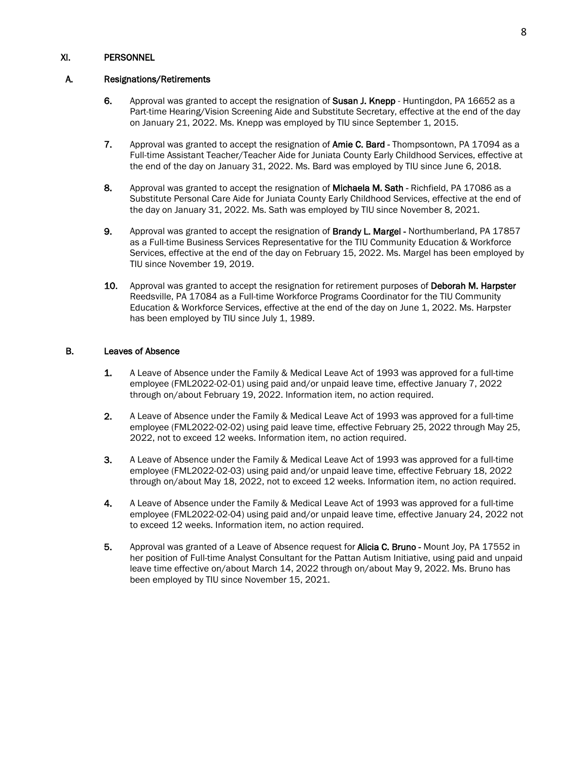## XI. PERSONNEL

### A. Resignations/Retirements

6. Approval was granted to accept the resignation of **Susan J. Knepp** - Huntingdon, PA 16652 as a Part-time Hearing/Vision Screening Aide and Substitute Secretary, effective at the end of the day on January 21, 2022. Ms. Knepp was employed by TIU since September 1, 2015.

7. Approval was granted to accept the resignation of **Amie C. Bard** - Thompsontown, PA 17094 as a Full-time Assistant Teacher/Teacher Aide for Juniata County Early Childhood Services, effective at the end of the day on January 31, 2022. Ms. Bard was employed by TIU since June 6, 2018.

8. Approval was granted to accept the resignation of **Michaela M. Sath** - Richfield, PA 17086 as a Substitute Personal Care Aide for Juniata County Early Childhood Services, effective at the end of the day on January 31, 2022. Ms. Sath was employed by TIU since November 8, 2021.

9. Approval was granted to accept the resignation of **Brandy L. Margel** - Northumberland, PA 17857 as a Full-time Business Services Representative for the TIU Community Education & Workforce Services, effective at the end of the day on February 15, 2022. Ms. Margel has been employed by TIU since November 19, 2019.

10. Approval was granted to accept the resignation for retirement purposes of **Deborah M. Harpster** Reedsville, PA 17084 as a Full-time Workforce Programs Coordinator for the TIU Community Education & Workforce Services, effective at the end of the day on June 1, 2022. Ms. Harpster has been employed by TIU since July 1, 1989.

### B. Leaves of Absence

1. A Leave of Absence under the Family & Medical Leave Act of 1993 was approved for a full-time employee (FML2022-02-01) using paid and/or unpaid leave time, effective January 7, 2022 through on/about February 19, 2022. Information item, no action required.

2. A Leave of Absence under the Family & Medical Leave Act of 1993 was approved for a full-time employee (FML2022-02-02) using paid leave time, effective February 25, 2022 through May 25, 2022, not to exceed 12 weeks. Information item, no action required.

3. A Leave of Absence under the Family & Medical Leave Act of 1993 was approved for a full-time employee (FML2022-02-03) using paid and/or unpaid leave time, effective February 18, 2022 through on/about May 18, 2022, not to exceed 12 weeks. Information item, no action required.

4. A Leave of Absence under the Family & Medical Leave Act of 1993 was approved for a full-time employee (FML2022-02-04) using paid and/or unpaid leave time, effective January 24, 2022 not to exceed 12 weeks. Information item, no action required.

5. Approval was granted of a Leave of Absence request for **Alicia C. Bruno** - Mount Joy, PA 17552 in her position of Full-time Analyst Consultant for the Pattan Autism Initiative, using paid and unpaid leave time effective on/about March 14, 2022 through on/about May 9, 2022. Ms. Bruno has been employed by TIU since November 15, 2021.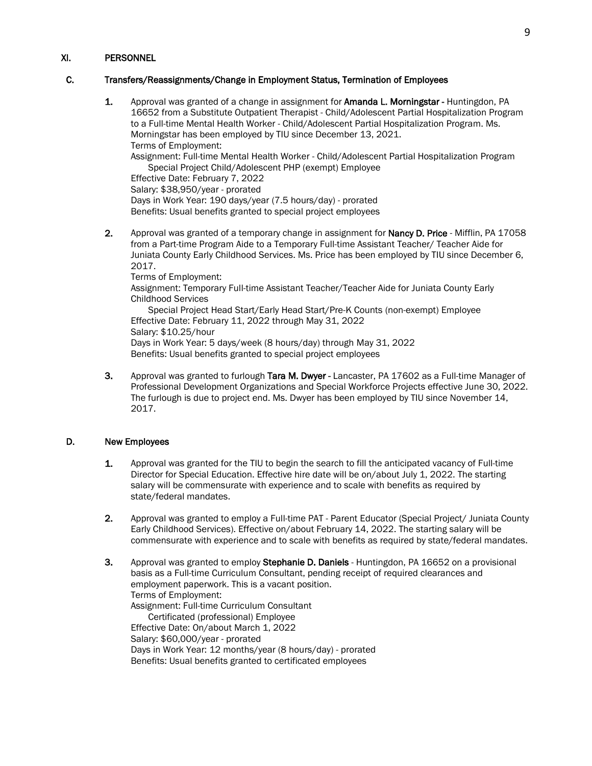## XI. PERSONNEL

### C. Transfers/Reassignments/Change in Employment Status, Termination of Employees

1. Approval was granted of a change in assignment for **Amanda L. Morningstar** - Huntingdon, PA 16652 from a Substitute Outpatient Therapist - Child/Adolescent Partial Hospitalization Program to a Full-time Mental Health Worker - Child/Adolescent Partial Hospitalization Program. Ms. Morningstar has been employed by TIU since December 13, 2021.
   Terms of Employment:
   Assignment: Full-time Mental Health Worker - Child/Adolescent Partial Hospitalization Program
   Special Project Child/Adolescent PHP (exempt) Employee
   Effective Date: February 7, 2022
   Salary: $38,950/year - prorated
   Days in Work Year: 190 days/year (7.5 hours/day) - prorated
   Benefits: Usual benefits granted to special project employees

2. Approval was granted of a temporary change in assignment for **Nancy D. Price** - Mifflin, PA 17058 from a Part-time Program Aide to a Temporary Full-time Assistant Teacher/ Teacher Aide for Juniata County Early Childhood Services. Ms. Price has been employed by TIU since December 6, 2017.
   Terms of Employment:
   Assignment: Temporary Full-time Assistant Teacher/Teacher Aide for Juniata County Early Childhood Services
   Special Project Head Start/Early Head Start/Pre-K Counts (non-exempt) Employee
   Effective Date: February 11, 2022 through May 31, 2022
   Salary: $10.25/hour
   Days in Work Year: 5 days/week (8 hours/day) through May 31, 2022
   Benefits: Usual benefits granted to special project employees

3. Approval was granted to furlough **Tara M. Dwyer** - Lancaster, PA 17602 as a Full-time Manager of Professional Development Organizations and Special Workforce Projects effective June 30, 2022. The furlough is due to project end. Ms. Dwyer has been employed by TIU since November 14, 2017.

### D. New Employees

1. Approval was granted for the TIU to begin the search to fill the anticipated vacancy of Full-time Director for Special Education. Effective hire date will be on/about July 1, 2022. The starting salary will be commensurate with experience and to scale with benefits as required by state/federal mandates.

2. Approval was granted to employ a Full-time PAT - Parent Educator (Special Project/ Juniata County Early Childhood Services). Effective on/about February 14, 2022. The starting salary will be commensurate with experience and to scale with benefits as required by state/federal mandates.

3. Approval was granted to employ **Stephanie D. Daniels** - Huntingdon, PA 16652 on a provisional basis as a Full-time Curriculum Consultant, pending receipt of required clearances and employment paperwork. This is a vacant position.
   Terms of Employment:
   Assignment: Full-time Curriculum Consultant
   Certificated (professional) Employee
   Effective Date: On/about March 1, 2022
   Salary: $60,000/year - prorated
   Days in Work Year: 12 months/year (8 hours/day) - prorated
   Benefits: Usual benefits granted to certificated employees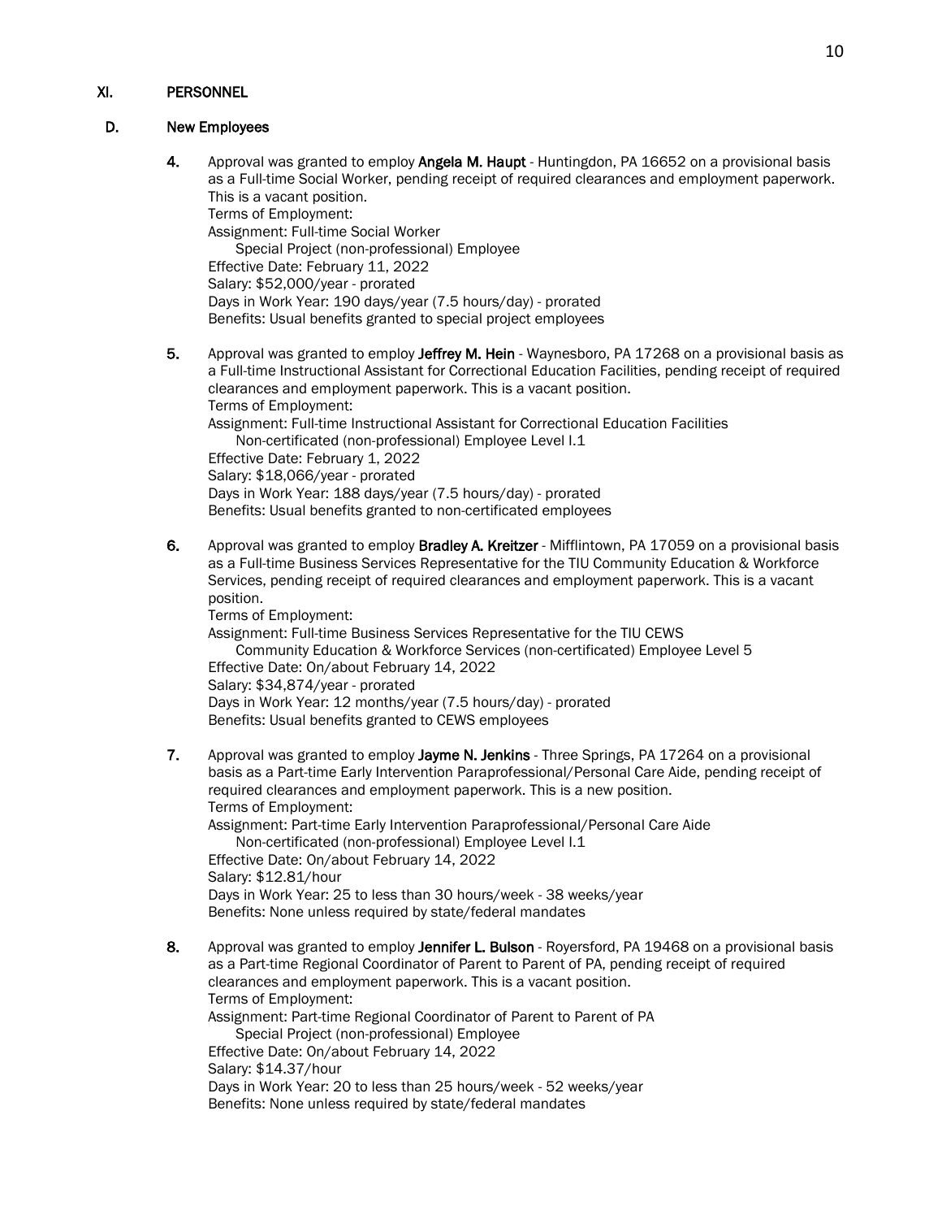## XI. PERSONNEL

### D. New Employees

4. Approval was granted to employ **Angela M. Haupt** - Huntingdon, PA 16652 on a provisional basis as a Full-time Social Worker, pending receipt of required clearances and employment paperwork. This is a vacant position.
   Terms of Employment:
   Assignment: Full-time Social Worker
   Special Project (non-professional) Employee
   Effective Date: February 11, 2022
   Salary: $52,000/year - prorated
   Days in Work Year: 190 days/year (7.5 hours/day) - prorated
   Benefits: Usual benefits granted to special project employees

5. Approval was granted to employ **Jeffrey M. Hein** - Waynesboro, PA 17268 on a provisional basis as a Full-time Instructional Assistant for Correctional Education Facilities, pending receipt of required clearances and employment paperwork. This is a vacant position.
   Terms of Employment:
   Assignment: Full-time Instructional Assistant for Correctional Education Facilities
   Non-certificated (non-professional) Employee Level I.1
   Effective Date: February 1, 2022
   Salary: $18,066/year - prorated
   Days in Work Year: 188 days/year (7.5 hours/day) - prorated
   Benefits: Usual benefits granted to non-certificated employees

6. Approval was granted to employ **Bradley A. Kreitzer** - Mifflintown, PA 17059 on a provisional basis as a Full-time Business Services Representative for the TIU Community Education & Workforce Services, pending receipt of required clearances and employment paperwork. This is a vacant position.
   Terms of Employment:
   Assignment: Full-time Business Services Representative for the TIU CEWS
   Community Education & Workforce Services (non-certificated) Employee Level 5
   Effective Date: On/about February 14, 2022
   Salary: $34,874/year - prorated
   Days in Work Year: 12 months/year (7.5 hours/day) - prorated
   Benefits: Usual benefits granted to CEWS employees

7. Approval was granted to employ **Jayme N. Jenkins** - Three Springs, PA 17264 on a provisional basis as a Part-time Early Intervention Paraprofessional/Personal Care Aide, pending receipt of required clearances and employment paperwork. This is a new position.
   Terms of Employment:
   Assignment: Part-time Early Intervention Paraprofessional/Personal Care Aide
   Non-certificated (non-professional) Employee Level I.1
   Effective Date: On/about February 14, 2022
   Salary: $12.81/hour
   Days in Work Year: 25 to less than 30 hours/week - 38 weeks/year
   Benefits: None unless required by state/federal mandates

8. Approval was granted to employ **Jennifer L. Bulson** - Royersford, PA 19468 on a provisional basis as a Part-time Regional Coordinator of Parent to Parent of PA, pending receipt of required clearances and employment paperwork. This is a vacant position.
   Terms of Employment:
   Assignment: Part-time Regional Coordinator of Parent to Parent of PA
   Special Project (non-professional) Employee
   Effective Date: On/about February 14, 2022
   Salary: $14.37/hour
   Days in Work Year: 20 to less than 25 hours/week - 52 weeks/year
   Benefits: None unless required by state/federal mandates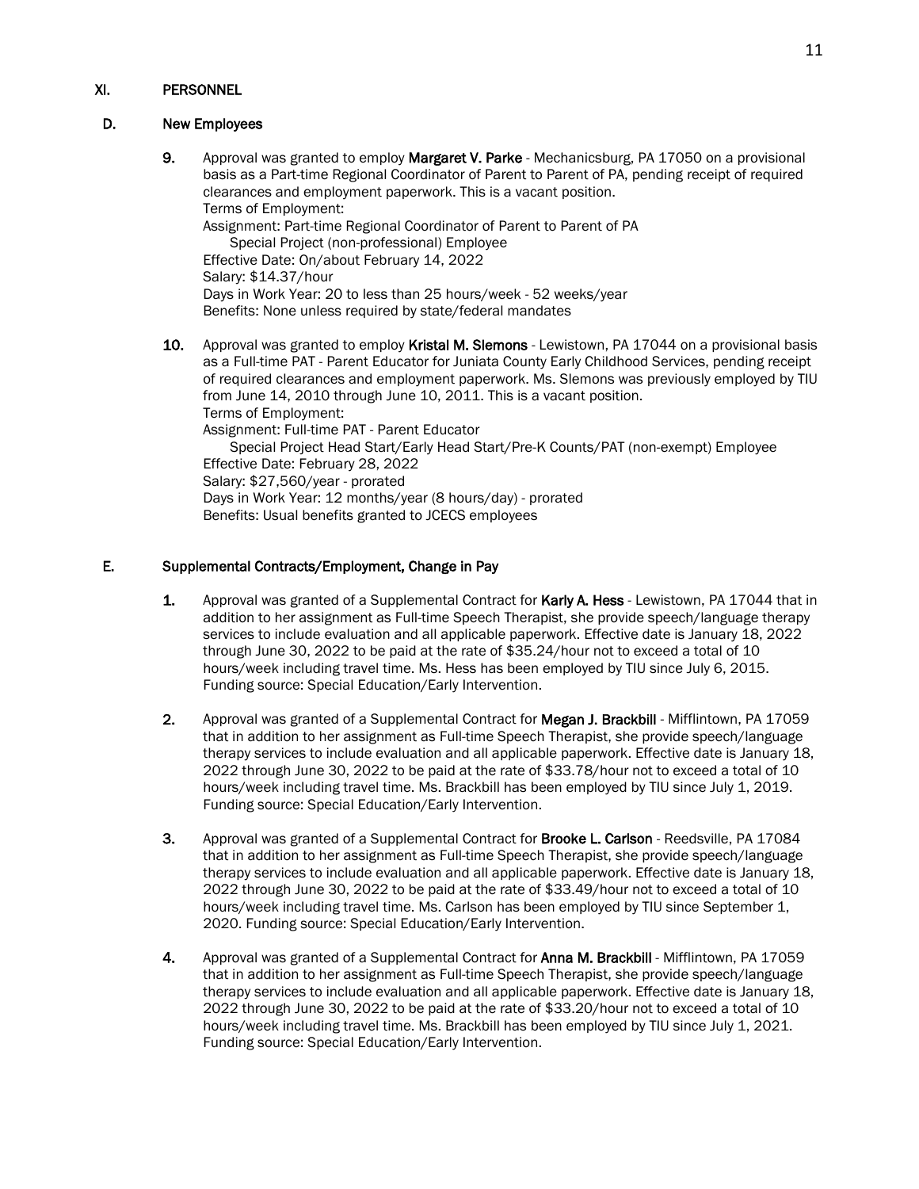## XI. PERSONNEL

### D. New Employees

**9.** Approval was granted to employ **Margaret V. Parke** - Mechanicsburg, PA 17050 on a provisional basis as a Part-time Regional Coordinator of Parent to Parent of PA, pending receipt of required clearances and employment paperwork. This is a vacant position.
Terms of Employment:
Assignment: Part-time Regional Coordinator of Parent to Parent of PA
    Special Project (non-professional) Employee
Effective Date: On/about February 14, 2022
Salary: $14.37/hour
Days in Work Year: 20 to less than 25 hours/week - 52 weeks/year
Benefits: None unless required by state/federal mandates

**10.** Approval was granted to employ **Kristal M. Slemons** - Lewistown, PA 17044 on a provisional basis as a Full-time PAT - Parent Educator for Juniata County Early Childhood Services, pending receipt of required clearances and employment paperwork. Ms. Slemons was previously employed by TIU from June 14, 2010 through June 10, 2011. This is a vacant position.
Terms of Employment:
Assignment: Full-time PAT - Parent Educator
    Special Project Head Start/Early Head Start/Pre-K Counts/PAT (non-exempt) Employee
Effective Date: February 28, 2022
Salary: $27,560/year - prorated
Days in Work Year: 12 months/year (8 hours/day) - prorated
Benefits: Usual benefits granted to JCECS employees

### E. Supplemental Contracts/Employment, Change in Pay

**1.** Approval was granted of a Supplemental Contract for **Karly A. Hess** - Lewistown, PA 17044 that in addition to her assignment as Full-time Speech Therapist, she provide speech/language therapy services to include evaluation and all applicable paperwork. Effective date is January 18, 2022 through June 30, 2022 to be paid at the rate of $35.24/hour not to exceed a total of 10 hours/week including travel time. Ms. Hess has been employed by TIU since July 6, 2015. Funding source: Special Education/Early Intervention.

**2.** Approval was granted of a Supplemental Contract for **Megan J. Brackbill** - Mifflintown, PA 17059 that in addition to her assignment as Full-time Speech Therapist, she provide speech/language therapy services to include evaluation and all applicable paperwork. Effective date is January 18, 2022 through June 30, 2022 to be paid at the rate of $33.78/hour not to exceed a total of 10 hours/week including travel time. Ms. Brackbill has been employed by TIU since July 1, 2019. Funding source: Special Education/Early Intervention.

**3.** Approval was granted of a Supplemental Contract for **Brooke L. Carlson** - Reedsville, PA 17084 that in addition to her assignment as Full-time Speech Therapist, she provide speech/language therapy services to include evaluation and all applicable paperwork. Effective date is January 18, 2022 through June 30, 2022 to be paid at the rate of $33.49/hour not to exceed a total of 10 hours/week including travel time. Ms. Carlson has been employed by TIU since September 1, 2020. Funding source: Special Education/Early Intervention.

**4.** Approval was granted of a Supplemental Contract for **Anna M. Brackbill** - Mifflintown, PA 17059 that in addition to her assignment as Full-time Speech Therapist, she provide speech/language therapy services to include evaluation and all applicable paperwork. Effective date is January 18, 2022 through June 30, 2022 to be paid at the rate of $33.20/hour not to exceed a total of 10 hours/week including travel time. Ms. Brackbill has been employed by TIU since July 1, 2021. Funding source: Special Education/Early Intervention.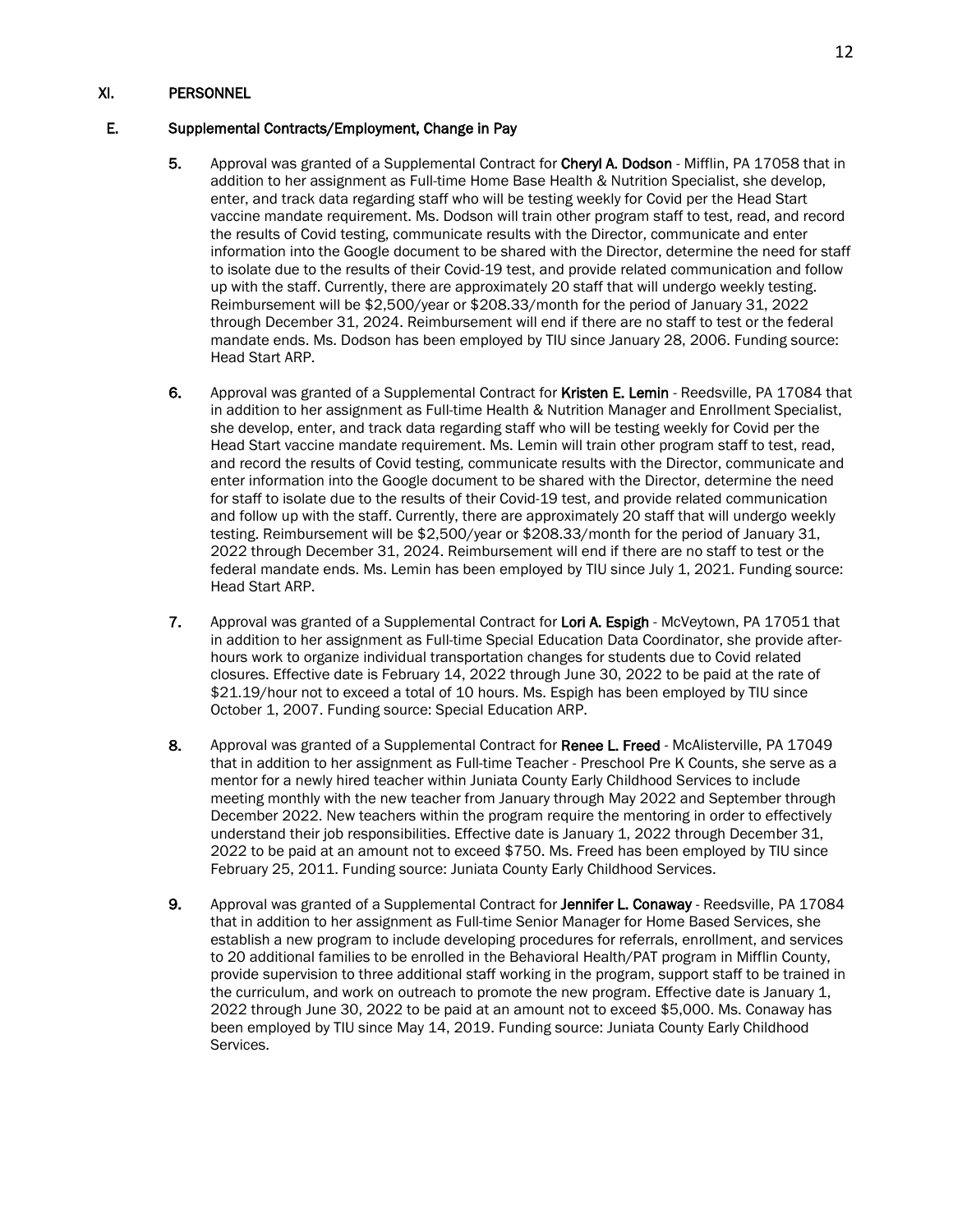## XI. PERSONNEL

### E. Supplemental Contracts/Employment, Change in Pay

5. Approval was granted of a Supplemental Contract for **Cheryl A. Dodson** - Mifflin, PA 17058 that in addition to her assignment as Full-time Home Base Health & Nutrition Specialist, she develop, enter, and track data regarding staff who will be testing weekly for Covid per the Head Start vaccine mandate requirement. Ms. Dodson will train other program staff to test, read, and record the results of Covid testing, communicate results with the Director, communicate and enter information into the Google document to be shared with the Director, determine the need for staff to isolate due to the results of their Covid-19 test, and provide related communication and follow up with the staff. Currently, there are approximately 20 staff that will undergo weekly testing. Reimbursement will be $2,500/year or $208.33/month for the period of January 31, 2022 through December 31, 2024. Reimbursement will end if there are no staff to test or the federal mandate ends. Ms. Dodson has been employed by TIU since January 28, 2006. Funding source: Head Start ARP.

6. Approval was granted of a Supplemental Contract for **Kristen E. Lemin** - Reedsville, PA 17084 that in addition to her assignment as Full-time Health & Nutrition Manager and Enrollment Specialist, she develop, enter, and track data regarding staff who will be testing weekly for Covid per the Head Start vaccine mandate requirement. Ms. Lemin will train other program staff to test, read, and record the results of Covid testing, communicate results with the Director, communicate and enter information into the Google document to be shared with the Director, determine the need for staff to isolate due to the results of their Covid-19 test, and provide related communication and follow up with the staff. Currently, there are approximately 20 staff that will undergo weekly testing. Reimbursement will be $2,500/year or $208.33/month for the period of January 31, 2022 through December 31, 2024. Reimbursement will end if there are no staff to test or the federal mandate ends. Ms. Lemin has been employed by TIU since July 1, 2021. Funding source: Head Start ARP.

7. Approval was granted of a Supplemental Contract for **Lori A. Espigh** - McVeytown, PA 17051 that in addition to her assignment as Full-time Special Education Data Coordinator, she provide after-hours work to organize individual transportation changes for students due to Covid related closures. Effective date is February 14, 2022 through June 30, 2022 to be paid at the rate of $21.19/hour not to exceed a total of 10 hours. Ms. Espigh has been employed by TIU since October 1, 2007. Funding source: Special Education ARP.

8. Approval was granted of a Supplemental Contract for **Renee L. Freed** - McAlisterville, PA 17049 that in addition to her assignment as Full-time Teacher - Preschool Pre K Counts, she serve as a mentor for a newly hired teacher within Juniata County Early Childhood Services to include meeting monthly with the new teacher from January through May 2022 and September through December 2022. New teachers within the program require the mentoring in order to effectively understand their job responsibilities. Effective date is January 1, 2022 through December 31, 2022 to be paid at an amount not to exceed $750. Ms. Freed has been employed by TIU since February 25, 2011. Funding source: Juniata County Early Childhood Services.

9. Approval was granted of a Supplemental Contract for **Jennifer L. Conaway** - Reedsville, PA 17084 that in addition to her assignment as Full-time Senior Manager for Home Based Services, she establish a new program to include developing procedures for referrals, enrollment, and services to 20 additional families to be enrolled in the Behavioral Health/PAT program in Mifflin County, provide supervision to three additional staff working in the program, support staff to be trained in the curriculum, and work on outreach to promote the new program. Effective date is January 1, 2022 through June 30, 2022 to be paid at an amount not to exceed $5,000. Ms. Conaway has been employed by TIU since May 14, 2019. Funding source: Juniata County Early Childhood Services.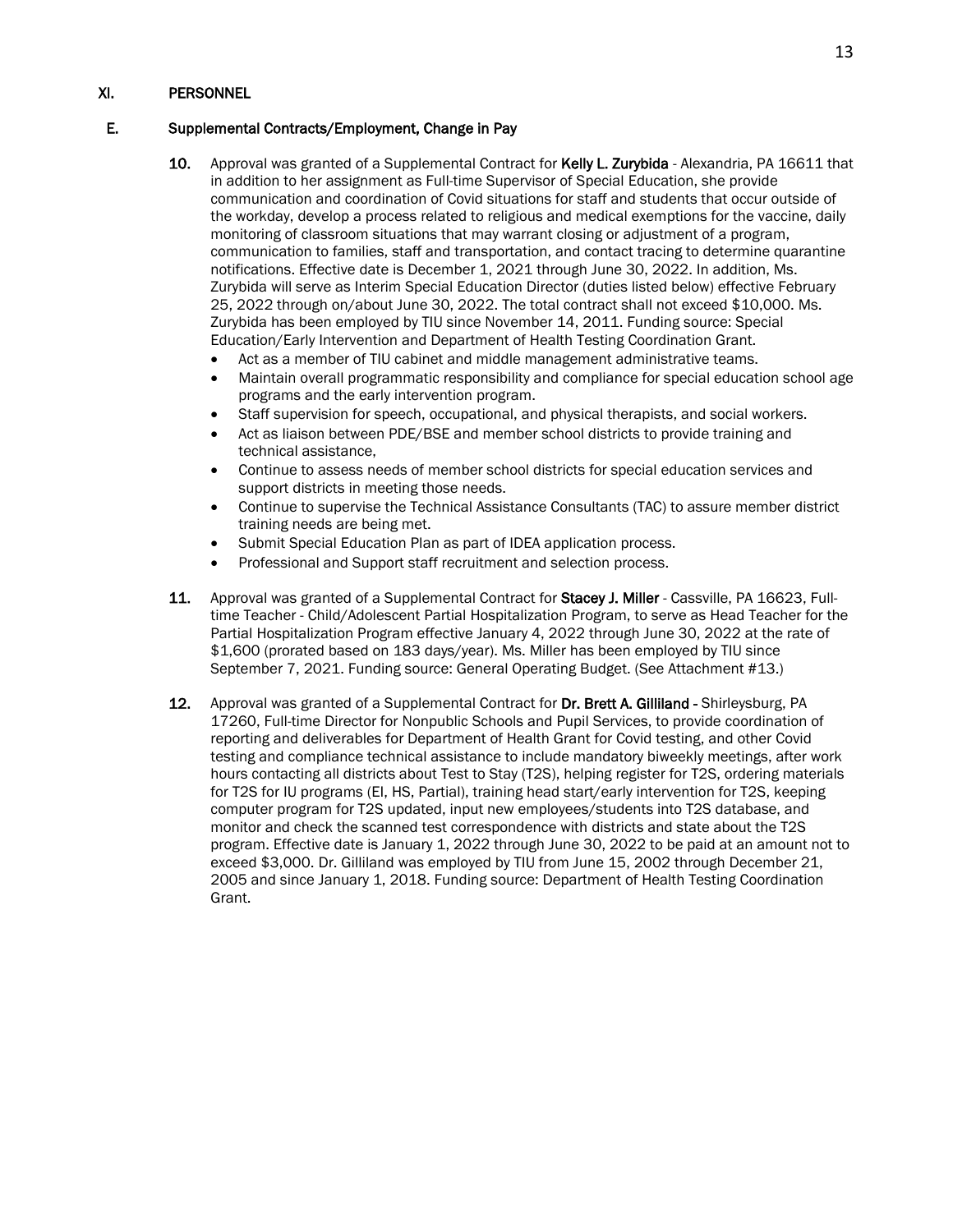## XI. PERSONNEL

### E. Supplemental Contracts/Employment, Change in Pay

10. Approval was granted of a Supplemental Contract for **Kelly L. Zurybida** - Alexandria, PA 16611 that in addition to her assignment as Full-time Supervisor of Special Education, she provide communication and coordination of Covid situations for staff and students that occur outside of the workday, develop a process related to religious and medical exemptions for the vaccine, daily monitoring of classroom situations that may warrant closing or adjustment of a program, communication to families, staff and transportation, and contact tracing to determine quarantine notifications. Effective date is December 1, 2021 through June 30, 2022. In addition, Ms. Zurybida will serve as Interim Special Education Director (duties listed below) effective February 25, 2022 through on/about June 30, 2022. The total contract shall not exceed $10,000. Ms. Zurybida has been employed by TIU since November 14, 2011. Funding source: Special Education/Early Intervention and Department of Health Testing Coordination Grant.
    - Act as a member of TIU cabinet and middle management administrative teams.
    - Maintain overall programmatic responsibility and compliance for special education school age programs and the early intervention program.
    - Staff supervision for speech, occupational, and physical therapists, and social workers.
    - Act as liaison between PDE/BSE and member school districts to provide training and technical assistance,
    - Continue to assess needs of member school districts for special education services and support districts in meeting those needs.
    - Continue to supervise the Technical Assistance Consultants (TAC) to assure member district training needs are being met.
    - Submit Special Education Plan as part of IDEA application process.
    - Professional and Support staff recruitment and selection process.

11. Approval was granted of a Supplemental Contract for **Stacey J. Miller** - Cassville, PA 16623, Full-time Teacher - Child/Adolescent Partial Hospitalization Program, to serve as Head Teacher for the Partial Hospitalization Program effective January 4, 2022 through June 30, 2022 at the rate of $1,600 (prorated based on 183 days/year). Ms. Miller has been employed by TIU since September 7, 2021. Funding source: General Operating Budget. (See Attachment #13.)

12. Approval was granted of a Supplemental Contract for **Dr. Brett A. Gilliland** - Shirleysburg, PA 17260, Full-time Director for Nonpublic Schools and Pupil Services, to provide coordination of reporting and deliverables for Department of Health Grant for Covid testing, and other Covid testing and compliance technical assistance to include mandatory biweekly meetings, after work hours contacting all districts about Test to Stay (T2S), helping register for T2S, ordering materials for T2S for IU programs (EI, HS, Partial), training head start/early intervention for T2S, keeping computer program for T2S updated, input new employees/students into T2S database, and monitor and check the scanned test correspondence with districts and state about the T2S program. Effective date is January 1, 2022 through June 30, 2022 to be paid at an amount not to exceed $3,000. Dr. Gilliland was employed by TIU from June 15, 2002 through December 21, 2005 and since January 1, 2018. Funding source: Department of Health Testing Coordination Grant.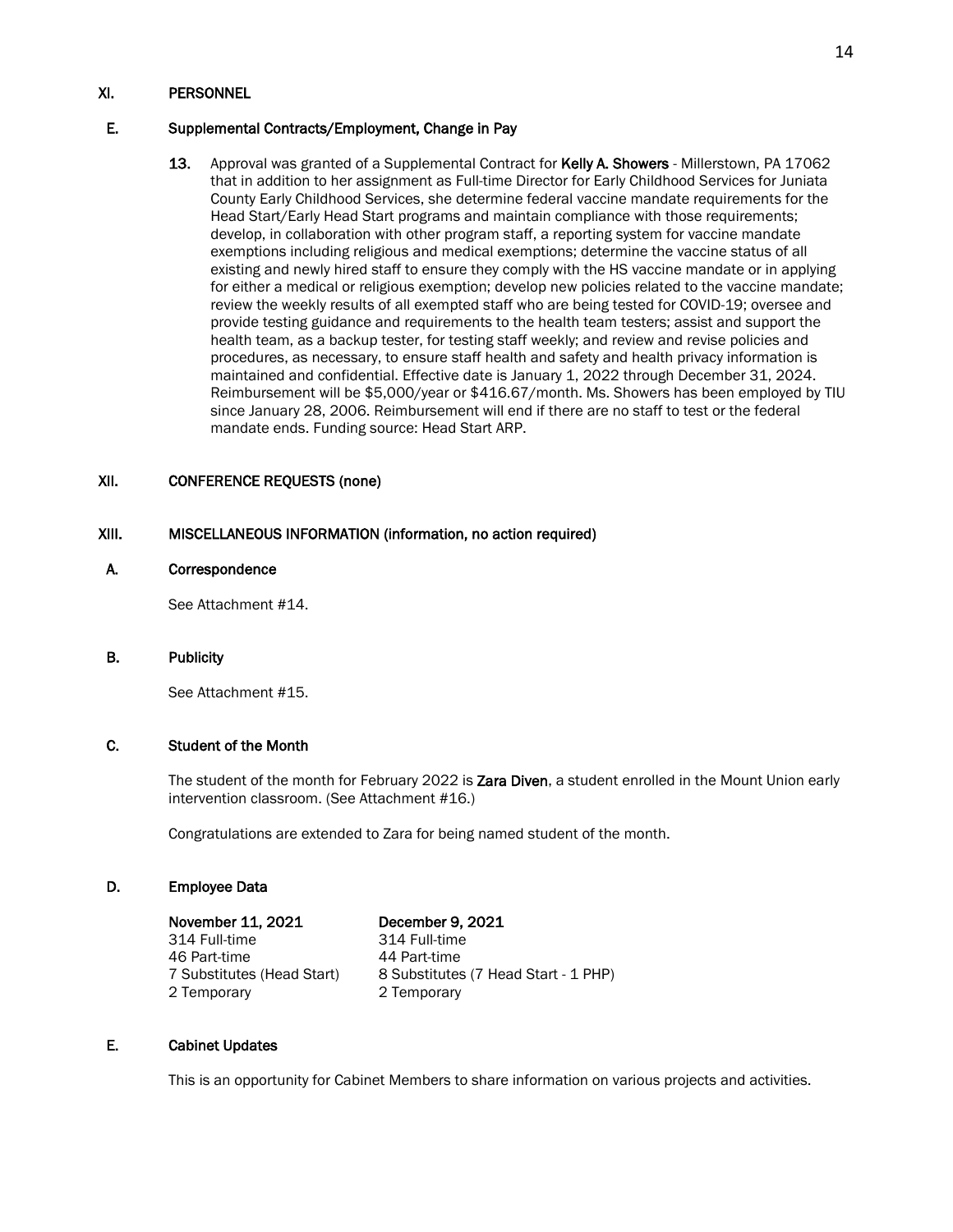## XI. PERSONNEL

### E. Supplemental Contracts/Employment, Change in Pay

13. Approval was granted of a Supplemental Contract for **Kelly A. Showers** - Millerstown, PA 17062 that in addition to her assignment as Full-time Director for Early Childhood Services for Juniata County Early Childhood Services, she determine federal vaccine mandate requirements for the Head Start/Early Head Start programs and maintain compliance with those requirements; develop, in collaboration with other program staff, a reporting system for vaccine mandate exemptions including religious and medical exemptions; determine the vaccine status of all existing and newly hired staff to ensure they comply with the HS vaccine mandate or in applying for either a medical or religious exemption; develop new policies related to the vaccine mandate; review the weekly results of all exempted staff who are being tested for COVID-19; oversee and provide testing guidance and requirements to the health team testers; assist and support the health team, as a backup tester, for testing staff weekly; and review and revise policies and procedures, as necessary, to ensure staff health and safety and health privacy information is maintained and confidential. Effective date is January 1, 2022 through December 31, 2024. Reimbursement will be $5,000/year or $416.67/month. Ms. Showers has been employed by TIU since January 28, 2006. Reimbursement will end if there are no staff to test or the federal mandate ends. Funding source: Head Start ARP.

## XII. CONFERENCE REQUESTS (none)

## XIII. MISCELLANEOUS INFORMATION (information, no action required)

### A. Correspondence

See Attachment #14.

### B. Publicity

See Attachment #15.

### C. Student of the Month

The student of the month for February 2022 is **Zara Diven**, a student enrolled in the Mount Union early intervention classroom. (See Attachment #16.)

Congratulations are extended to Zara for being named student of the month.

### D. Employee Data

| November 11, 2021 | December 9, 2021 |
|---|---|
| 314 Full-time | 314 Full-time |
| 46 Part-time | 44 Part-time |
| 7 Substitutes (Head Start) | 8 Substitutes (7 Head Start - 1 PHP) |
| 2 Temporary | 2 Temporary |

### E. Cabinet Updates

This is an opportunity for Cabinet Members to share information on various projects and activities.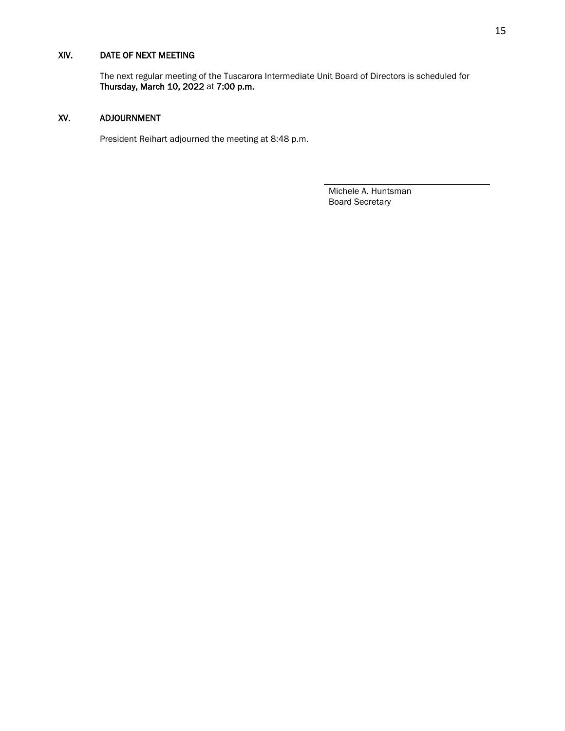## XIV. DATE OF NEXT MEETING

The next regular meeting of the Tuscarora Intermediate Unit Board of Directors is scheduled for **Thursday, March 10, 2022** at **7:00 p.m.**

## XV. ADJOURNMENT

President Reihart adjourned the meeting at 8:48 p.m.

\_\_\_\_\_\_\_\_\_\_\_\_\_\_\_\_\_\_\_\_\_\_\_\_\_\_\_\_\_\_\_\_\_\_\_

Michele A. Huntsman
Board Secretary